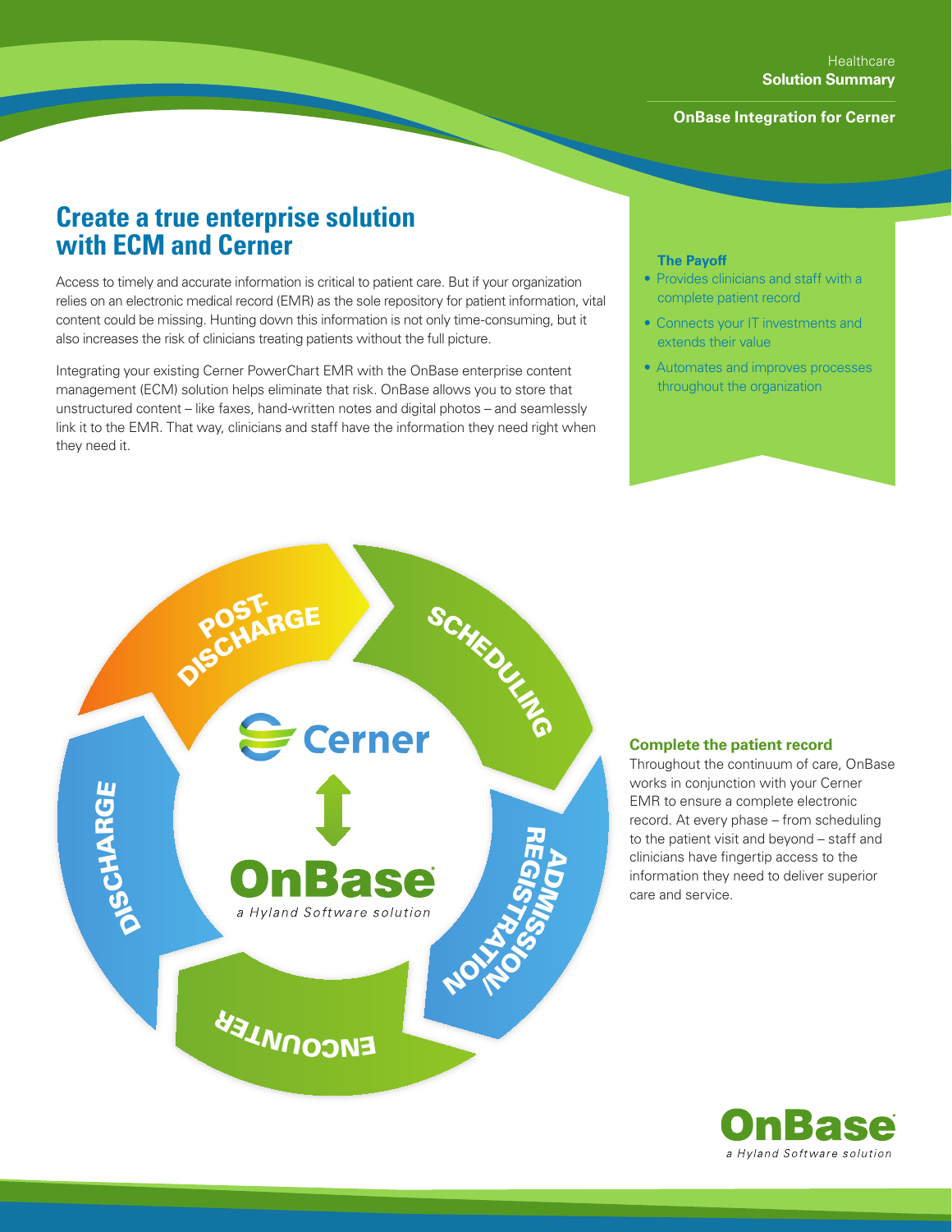Healthcare
**Solution Summary**

**OnBase Integration for Cerner**

# Create a true enterprise solution with ECM and Cerner

Access to timely and accurate information is critical to patient care. But if your organization relies on an electronic medical record (EMR) as the sole repository for patient information, vital content could be missing. Hunting down this information is not only time-consuming, but it also increases the risk of clinicians treating patients without the full picture.

Integrating your existing Cerner PowerChart EMR with the OnBase enterprise content management (ECM) solution helps eliminate that risk. OnBase allows you to store that unstructured content – like faxes, hand-written notes and digital photos – and seamlessly link it to the EMR. That way, clinicians and staff have the information they need right when they need it.

**The Payoff**

- Provides clinicians and staff with a complete patient record
- Connects your IT investments and extends their value
- Automates and improves processes throughout the organization

POST-DISCHARGE

SCHEDULING

ADMISSION/REGISTRATION

ENCOUNTER

DISCHARGE

Cerner

OnBase
*a Hyland Software solution*

### Complete the patient record

Throughout the continuum of care, OnBase works in conjunction with your Cerner EMR to ensure a complete electronic record. At every phase – from scheduling to the patient visit and beyond – staff and clinicians have fingertip access to the information they need to deliver superior care and service.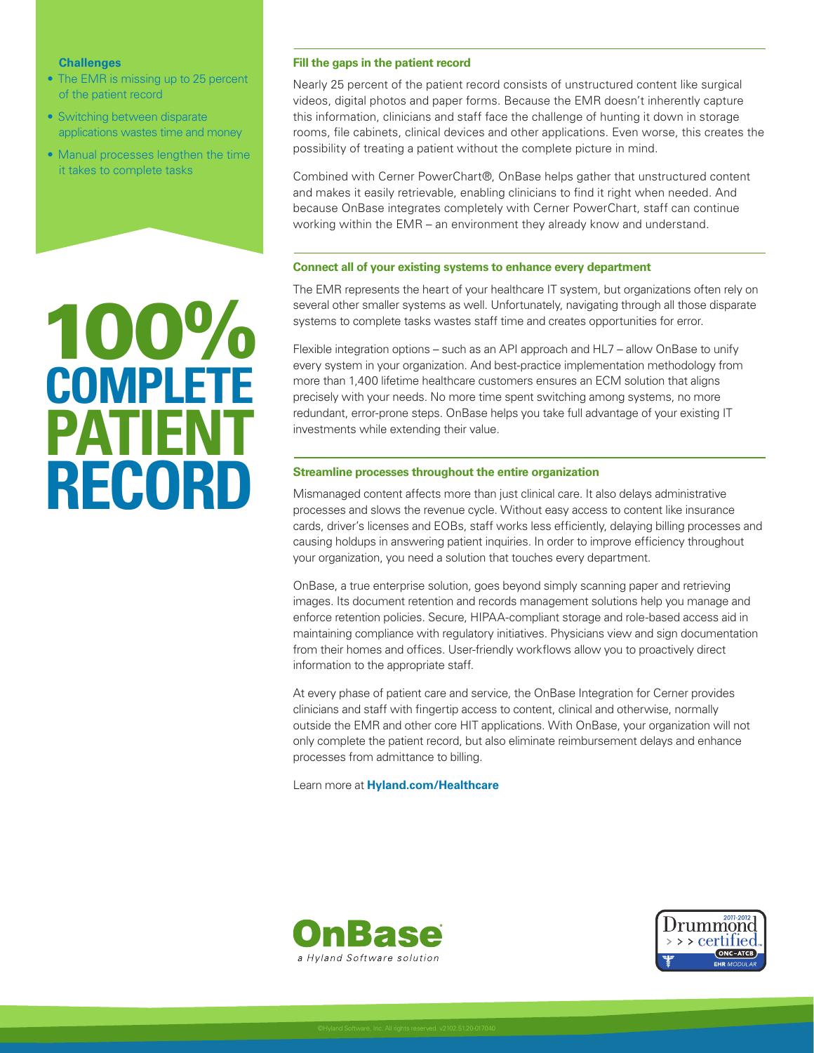**Challenges**

- The EMR is missing up to 25 percent of the patient record
- Switching between disparate applications wastes time and money
- Manual processes lengthen the time it takes to complete tasks

# 100% COMPLETE PATIENT RECORD

### Fill the gaps in the patient record

Nearly 25 percent of the patient record consists of unstructured content like surgical videos, digital photos and paper forms. Because the EMR doesn't inherently capture this information, clinicians and staff face the challenge of hunting it down in storage rooms, file cabinets, clinical devices and other applications. Even worse, this creates the possibility of treating a patient without the complete picture in mind.

Combined with Cerner PowerChart®, OnBase helps gather that unstructured content and makes it easily retrievable, enabling clinicians to find it right when needed. And because OnBase integrates completely with Cerner PowerChart, staff can continue working within the EMR – an environment they already know and understand.

### Connect all of your existing systems to enhance every department

The EMR represents the heart of your healthcare IT system, but organizations often rely on several other smaller systems as well. Unfortunately, navigating through all those disparate systems to complete tasks wastes staff time and creates opportunities for error.

Flexible integration options – such as an API approach and HL7 – allow OnBase to unify every system in your organization. And best-practice implementation methodology from more than 1,400 lifetime healthcare customers ensures an ECM solution that aligns precisely with your needs. No more time spent switching among systems, no more redundant, error-prone steps. OnBase helps you take full advantage of your existing IT investments while extending their value.

### Streamline processes throughout the entire organization

Mismanaged content affects more than just clinical care. It also delays administrative processes and slows the revenue cycle. Without easy access to content like insurance cards, driver's licenses and EOBs, staff works less efficiently, delaying billing processes and causing holdups in answering patient inquiries. In order to improve efficiency throughout your organization, you need a solution that touches every department.

OnBase, a true enterprise solution, goes beyond simply scanning paper and retrieving images. Its document retention and records management solutions help you manage and enforce retention policies. Secure, HIPAA-compliant storage and role-based access aid in maintaining compliance with regulatory initiatives. Physicians view and sign documentation from their homes and offices. User-friendly workflows allow you to proactively direct information to the appropriate staff.

At every phase of patient care and service, the OnBase Integration for Cerner provides clinicians and staff with fingertip access to content, clinical and otherwise, normally outside the EMR and other core HIT applications. With OnBase, your organization will not only complete the patient record, but also eliminate reimbursement delays and enhance processes from admittance to billing.

Learn more at **Hyland.com/Healthcare**

OnBase®
*a Hyland Software solution*

Drummond certified 2011-2012 ONC-ATCB EHR MODULAR

©Hyland Software, Inc. All rights reserved. v2102.51.20-017040